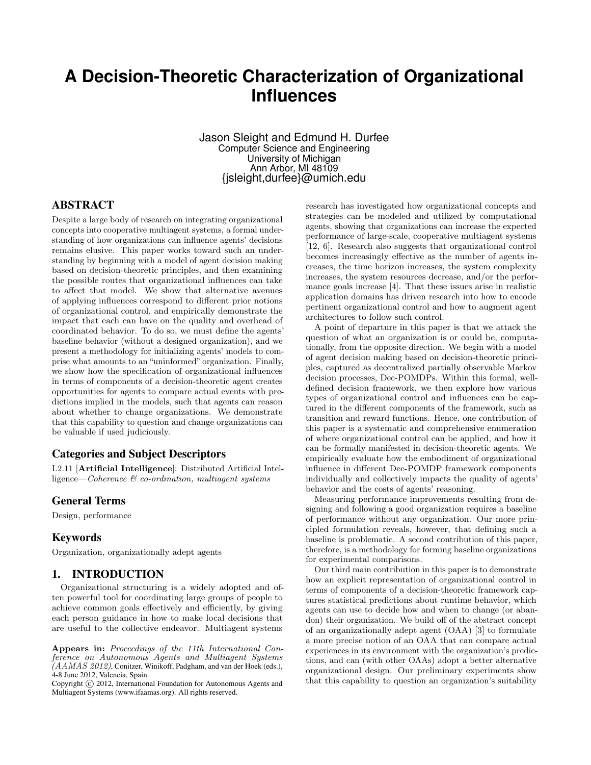# A Decision-Theoretic Characterization of Organizational Influences

Jason Sleight and Edmund H. Durfee
Computer Science and Engineering
University of Michigan
Ann Arbor, MI 48109
{jsleight,durfee}@umich.edu

## ABSTRACT

Despite a large body of research on integrating organizational concepts into cooperative multiagent systems, a formal understanding of how organizations can influence agents' decisions remains elusive. This paper works toward such an understanding by beginning with a model of agent decision making based on decision-theoretic principles, and then examining the possible routes that organizational influences can take to affect that model. We show that alternative avenues of applying influences correspond to different prior notions of organizational control, and empirically demonstrate the impact that each can have on the quality and overhead of coordinated behavior. To do so, we must define the agents' baseline behavior (without a designed organization), and we present a methodology for initializing agents' models to comprise what amounts to an "uninformed" organization. Finally, we show how the specification of organizational influences in terms of components of a decision-theoretic agent creates opportunities for agents to compare actual events with predictions implied in the models, such that agents can reason about whether to change organizations. We demonstrate that this capability to question and change organizations can be valuable if used judiciously.

### Categories and Subject Descriptors

I.2.11 [**Artificial Intelligence**]: Distributed Artificial Intelligence—*Coherence & co-ordination, multiagent systems*

### General Terms

Design, performance

### Keywords

Organization, organizationally adept agents

## 1. INTRODUCTION

Organizational structuring is a widely adopted and often powerful tool for coordinating large groups of people to achieve common goals effectively and efficiently, by giving each person guidance in how to make local decisions that are useful to the collective endeavor. Multiagent systems research has investigated how organizational concepts and strategies can be modeled and utilized by computational agents, showing that organizations can increase the expected performance of large-scale, cooperative multiagent systems [12, 6]. Research also suggests that organizational control becomes increasingly effective as the number of agents increases, the time horizon increases, the system complexity increases, the system resources decrease, and/or the performance goals increase [4]. That these issues arise in realistic application domains has driven research into how to encode pertinent organizational control and how to augment agent architectures to follow such control.

A point of departure in this paper is that we attack the question of what an organization is or could be, computationally, from the opposite direction. We begin with a model of agent decision making based on decision-theoretic principles, captured as decentralized partially observable Markov decision processes, Dec-POMDPs. Within this formal, well-defined decision framework, we then explore how various types of organizational control and influences can be captured in the different components of the framework, such as transition and reward functions. Hence, one contribution of this paper is a systematic and comprehensive enumeration of where organizational control can be applied, and how it can be formally manifested in decision-theoretic agents. We empirically evaluate how the embodiment of organizational influence in different Dec-POMDP framework components individually and collectively impacts the quality of agents' behavior and the costs of agents' reasoning.

Measuring performance improvements resulting from designing and following a good organization requires a baseline of performance without any organization. Our more principled formulation reveals, however, that defining such a baseline is problematic. A second contribution of this paper, therefore, is a methodology for forming baseline organizations for experimental comparisons.

Our third main contribution in this paper is to demonstrate how an explicit representation of organizational control in terms of components of a decision-theoretic framework captures statistical predictions about runtime behavior, which agents can use to decide how and when to change (or abandon) their organization. We build off of the abstract concept of an organizationally adept agent (OAA) [3] to formulate a more precise notion of an OAA that can compare actual experiences in its environment with the organization's predictions, and can (with other OAAs) adopt a better alternative organizational design. Our preliminary experiments show that this capability to question an organization's suitability

**Appears in:** *Proceedings of the 11th International Conference on Autonomous Agents and Multiagent Systems (AAMAS 2012)*, Conitzer, Winikoff, Padgham, and van der Hoek (eds.), 4-8 June 2012, Valencia, Spain.
Copyright © 2012, International Foundation for Autonomous Agents and Multiagent Systems (www.ifaamas.org). All rights reserved.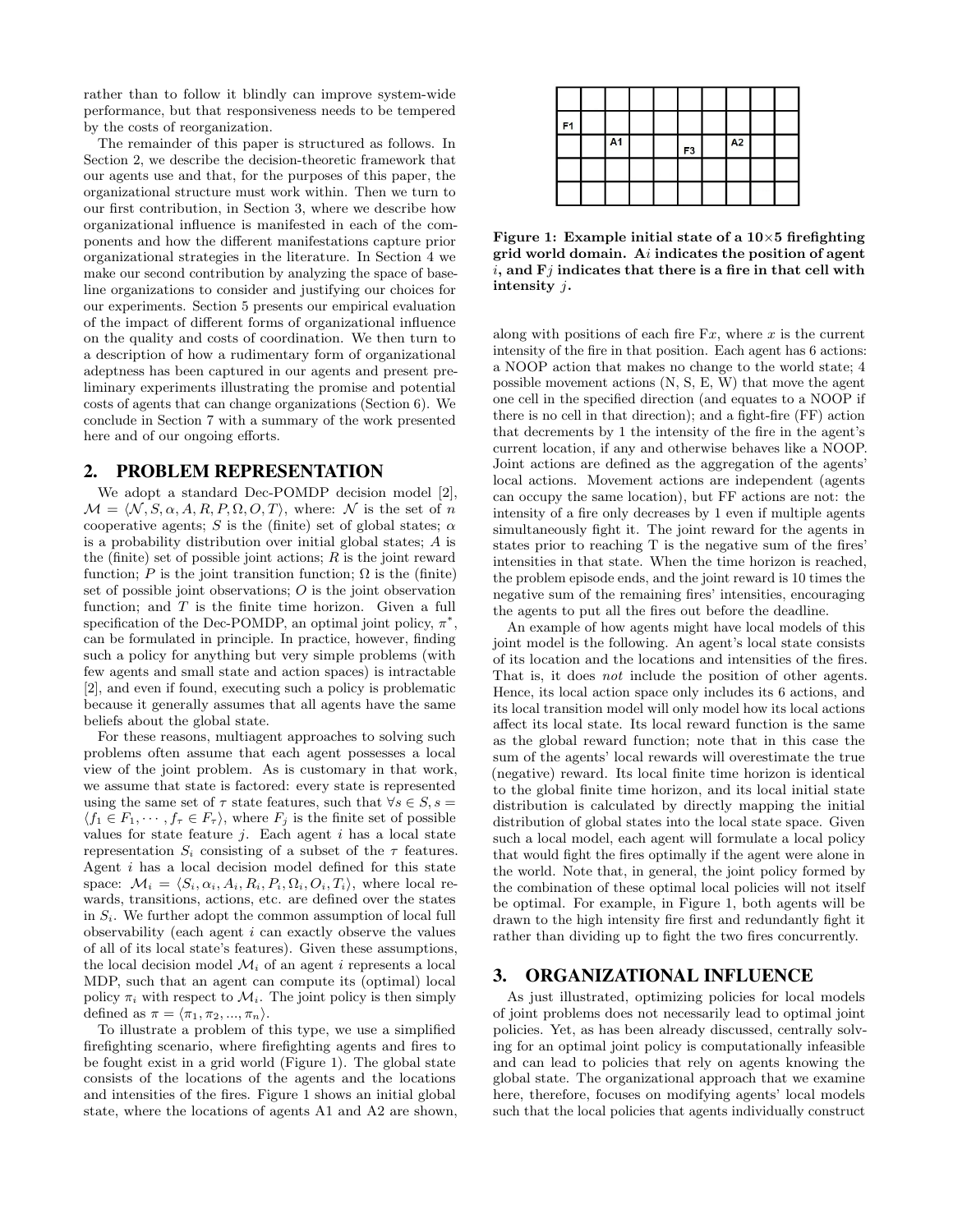rather than to follow it blindly can improve system-wide performance, but that responsiveness needs to be tempered by the costs of reorganization.

The remainder of this paper is structured as follows. In Section 2, we describe the decision-theoretic framework that our agents use and that, for the purposes of this paper, the organizational structure must work within. Then we turn to our first contribution, in Section 3, where we describe how organizational influence is manifested in each of the components and how the different manifestations capture prior organizational strategies in the literature. In Section 4 we make our second contribution by analyzing the space of baseline organizations to consider and justifying our choices for our experiments. Section 5 presents our empirical evaluation of the impact of different forms of organizational influence on the quality and costs of coordination. We then turn to a description of how a rudimentary form of organizational adeptness has been captured in our agents and present preliminary experiments illustrating the promise and potential costs of agents that can change organizations (Section 6). We conclude in Section 7 with a summary of the work presented here and of our ongoing efforts.

## 2. PROBLEM REPRESENTATION

We adopt a standard Dec-POMDP decision model [2], $\mathcal{M} = \langle \mathcal{N}, S, \alpha, A, R, P, \Omega, O, T \rangle$, where: $\mathcal{N}$ is the set of $n$ cooperative agents; $S$ is the (finite) set of global states; $\alpha$ is a probability distribution over initial global states; $A$ is the (finite) set of possible joint actions; $R$ is the joint reward function; $P$ is the joint transition function; $\Omega$ is the (finite) set of possible joint observations; $O$ is the joint observation function; and $T$ is the finite time horizon. Given a full specification of the Dec-POMDP, an optimal joint policy, $\pi^*$, can be formulated in principle. In practice, however, finding such a policy for anything but very simple problems (with few agents and small state and action spaces) is intractable [2], and even if found, executing such a policy is problematic because it generally assumes that all agents have the same beliefs about the global state.

For these reasons, multiagent approaches to solving such problems often assume that each agent possesses a local view of the joint problem. As is customary in that work, we assume that state is factored: every state is represented using the same set of $\tau$ state features, such that $\forall s \in S, s = \langle f_1 \in F_1, \cdots, f_\tau \in F_\tau \rangle$, where $F_j$ is the finite set of possible values for state feature $j$. Each agent $i$ has a local state representation $S_i$ consisting of a subset of the $\tau$ features. Agent $i$ has a local decision model defined for this state space: $\mathcal{M}_i = \langle S_i, \alpha_i, A_i, R_i, P_i, \Omega_i, O_i, T_i \rangle$, where local rewards, transitions, actions, etc. are defined over the states in $S_i$. We further adopt the common assumption of local full observability (each agent $i$ can exactly observe the values of all of its local state's features). Given these assumptions, the local decision model $\mathcal{M}_i$ of an agent $i$ represents a local MDP, such that an agent can compute its (optimal) local policy $\pi_i$ with respect to $\mathcal{M}_i$. The joint policy is then simply defined as $\pi = \langle \pi_1, \pi_2, ..., \pi_n \rangle$.

To illustrate a problem of this type, we use a simplified firefighting scenario, where firefighting agents and fires to be fought exist in a grid world (Figure 1). The global state consists of the locations of the agents and the locations and intensities of the fires. Figure 1 shows an initial global state, where the locations of agents A1 and A2 are shown,

| | | | | | | | | | |
|---|---|---|---|---|---|---|---|---|---|
| F1 | | | | | | | | | |
| | | A1 | | | F3 | | A2 | | |
| | | | | | | | | | |
| | | | | | | | | | |

**Figure 1: Example initial state of a 10×5 firefighting grid world domain. A$i$ indicates the position of agent $i$, and F$j$ indicates that there is a fire in that cell with intensity $j$.**

along with positions of each fire F$x$, where $x$ is the current intensity of the fire in that position. Each agent has 6 actions: a NOOP action that makes no change to the world state; 4 possible movement actions (N, S, E, W) that move the agent one cell in the specified direction (and equates to a NOOP if there is no cell in that direction); and a fight-fire (FF) action that decrements by 1 the intensity of the fire in the agent's current location, if any and otherwise behaves like a NOOP. Joint actions are defined as the aggregation of the agents' local actions. Movement actions are independent (agents can occupy the same location), but FF actions are not: the intensity of a fire only decreases by 1 even if multiple agents simultaneously fight it. The joint reward for the agents in states prior to reaching T is the negative sum of the fires' intensities in that state. When the time horizon is reached, the problem episode ends, and the joint reward is 10 times the negative sum of the remaining fires' intensities, encouraging the agents to put all the fires out before the deadline.

An example of how agents might have local models of this joint model is the following. An agent's local state consists of its location and the locations and intensities of the fires. That is, it does *not* include the position of other agents. Hence, its local action space only includes its 6 actions, and its local transition model will only model how its local actions affect its local state. Its local reward function is the same as the global reward function; note that in this case the sum of the agents' local rewards will overestimate the true (negative) reward. Its local finite time horizon is identical to the global finite time horizon, and its local initial state distribution is calculated by directly mapping the initial distribution of global states into the local state space. Given such a local model, each agent will formulate a local policy that would fight the fires optimally if the agent were alone in the world. Note that, in general, the joint policy formed by the combination of these optimal local policies will not itself be optimal. For example, in Figure 1, both agents will be drawn to the high intensity fire first and redundantly fight it rather than dividing up to fight the two fires concurrently.

## 3. ORGANIZATIONAL INFLUENCE

As just illustrated, optimizing policies for local models of joint problems does not necessarily lead to optimal joint policies. Yet, as has been already discussed, centrally solving for an optimal joint policy is computationally infeasible and can lead to policies that rely on agents knowing the global state. The organizational approach that we examine here, therefore, focuses on modifying agents' local models such that the local policies that agents individually construct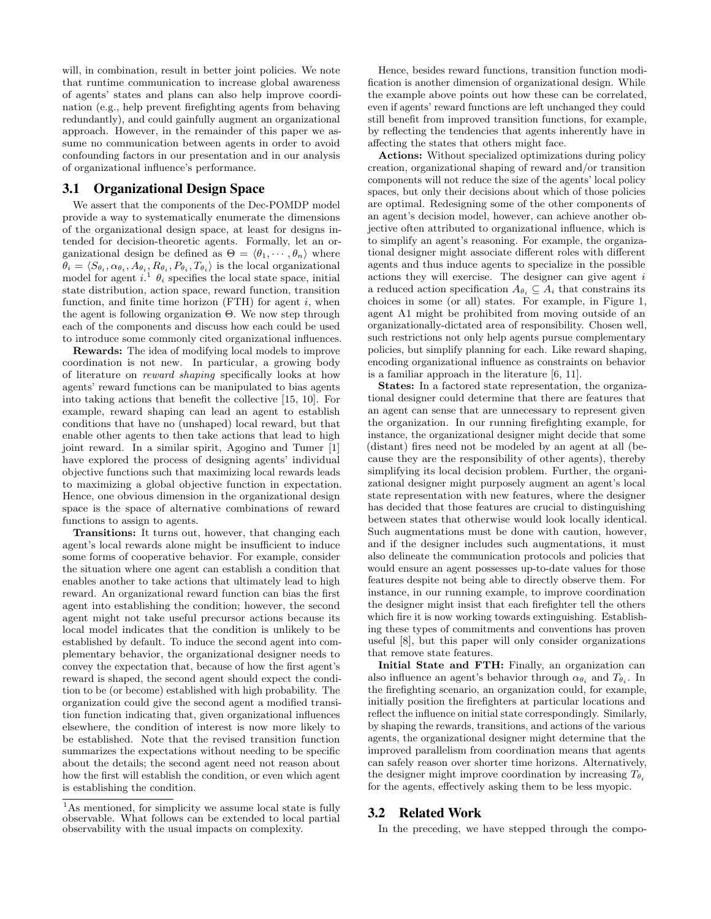will, in combination, result in better joint policies. We note that runtime communication to increase global awareness of agents' states and plans can also help improve coordination (e.g., help prevent firefighting agents from behaving redundantly), and could gainfully augment an organizational approach. However, in the remainder of this paper we assume no communication between agents in order to avoid confounding factors in our presentation and in our analysis of organizational influence's performance.

### 3.1 Organizational Design Space

We assert that the components of the Dec-POMDP model provide a way to systematically enumerate the dimensions of the organizational design space, at least for designs intended for decision-theoretic agents. Formally, let an organizational design be defined as $\Theta = \langle \theta_1, \cdots, \theta_n \rangle$ where $\theta_i = \langle S_{\theta_i}, \alpha_{\theta_i}, A_{\theta_i}, R_{\theta_i}, P_{\theta_i}, T_{\theta_i} \rangle$ is the local organizational model for agent $i$.[1] $\theta_i$ specifies the local state space, initial state distribution, action space, reward function, transition function, and finite time horizon (FTH) for agent $i$, when the agent is following organization $\Theta$. We now step through each of the components and discuss how each could be used to introduce some commonly cited organizational influences.

**Rewards:** The idea of modifying local models to improve coordination is not new. In particular, a growing body of literature on *reward shaping* specifically looks at how agents' reward functions can be manipulated to bias agents into taking actions that benefit the collective [15, 10]. For example, reward shaping can lead an agent to establish conditions that have no (unshaped) local reward, but that enable other agents to then take actions that lead to high joint reward. In a similar spirit, Agogino and Tumer [1] have explored the process of designing agents' individual objective functions such that maximizing local rewards leads to maximizing a global objective function in expectation. Hence, one obvious dimension in the organizational design space is the space of alternative combinations of reward functions to assign to agents.

**Transitions:** It turns out, however, that changing each agent's local rewards alone might be insufficient to induce some forms of cooperative behavior. For example, consider the situation where one agent can establish a condition that enables another to take actions that ultimately lead to high reward. An organizational reward function can bias the first agent into establishing the condition; however, the second agent might not take useful precursor actions because its local model indicates that the condition is unlikely to be established by default. To induce the second agent into complementary behavior, the organizational designer needs to convey the expectation that, because of how the first agent's reward is shaped, the second agent should expect the condition to be (or become) established with high probability. The organization could give the second agent a modified transition function indicating that, given organizational influences elsewhere, the condition of interest is now more likely to be established. Note that the revised transition function summarizes the expectations without needing to be specific about the details; the second agent need not reason about how the first will establish the condition, or even which agent is establishing the condition.

[1] As mentioned, for simplicity we assume local state is fully observable. What follows can be extended to local partial observability with the usual impacts on complexity.

Hence, besides reward functions, transition function modification is another dimension of organizational design. While the example above points out how these can be correlated, even if agents' reward functions are left unchanged they could still benefit from improved transition functions, for example, by reflecting the tendencies that agents inherently have in affecting the states that others might face.

**Actions:** Without specialized optimizations during policy creation, organizational shaping of reward and/or transition components will not reduce the size of the agents' local policy spaces, but only their decisions about which of those policies are optimal. Redesigning some of the other components of an agent's decision model, however, can achieve another objective often attributed to organizational influence, which is to simplify an agent's reasoning. For example, the organizational designer might associate different roles with different agents and thus induce agents to specialize in the possible actions they will exercise. The designer can give agent $i$ a reduced action specification $A_{\theta_i} \subseteq A_i$ that constrains its choices in some (or all) states. For example, in Figure 1, agent A1 might be prohibited from moving outside of an organizationally-dictated area of responsibility. Chosen well, such restrictions not only help agents pursue complementary policies, but simplify planning for each. Like reward shaping, encoding organizational influence as constraints on behavior is a familiar approach in the literature [6, 11].

**States:** In a factored state representation, the organizational designer could determine that there are features that an agent can sense that are unnecessary to represent given the organization. In our running firefighting example, for instance, the organizational designer might decide that some (distant) fires need not be modeled by an agent at all (because they are the responsibility of other agents), thereby simplifying its local decision problem. Further, the organizational designer might purposely augment an agent's local state representation with new features, where the designer has decided that those features are crucial to distinguishing between states that otherwise would look locally identical. Such augmentations must be done with caution, however, and if the designer includes such augmentations, it must also delineate the communication protocols and policies that would ensure an agent possesses up-to-date values for those features despite not being able to directly observe them. For instance, in our running example, to improve coordination the designer might insist that each firefighter tell the others which fire it is now working towards extinguishing. Establishing these types of commitments and conventions has proven useful [8], but this paper will only consider organizations that remove state features.

**Initial State and FTH:** Finally, an organization can also influence an agent's behavior through $\alpha_{\theta_i}$ and $T_{\theta_i}$. In the firefighting scenario, an organization could, for example, initially position the firefighters at particular locations and reflect the influence on initial state correspondingly. Similarly, by shaping the rewards, transitions, and actions of the various agents, the organizational designer might determine that the improved parallelism from coordination means that agents can safely reason over shorter time horizons. Alternatively, the designer might improve coordination by increasing $T_{\theta_i}$ for the agents, effectively asking them to be less myopic.

### 3.2 Related Work

In the preceding, we have stepped through the compo-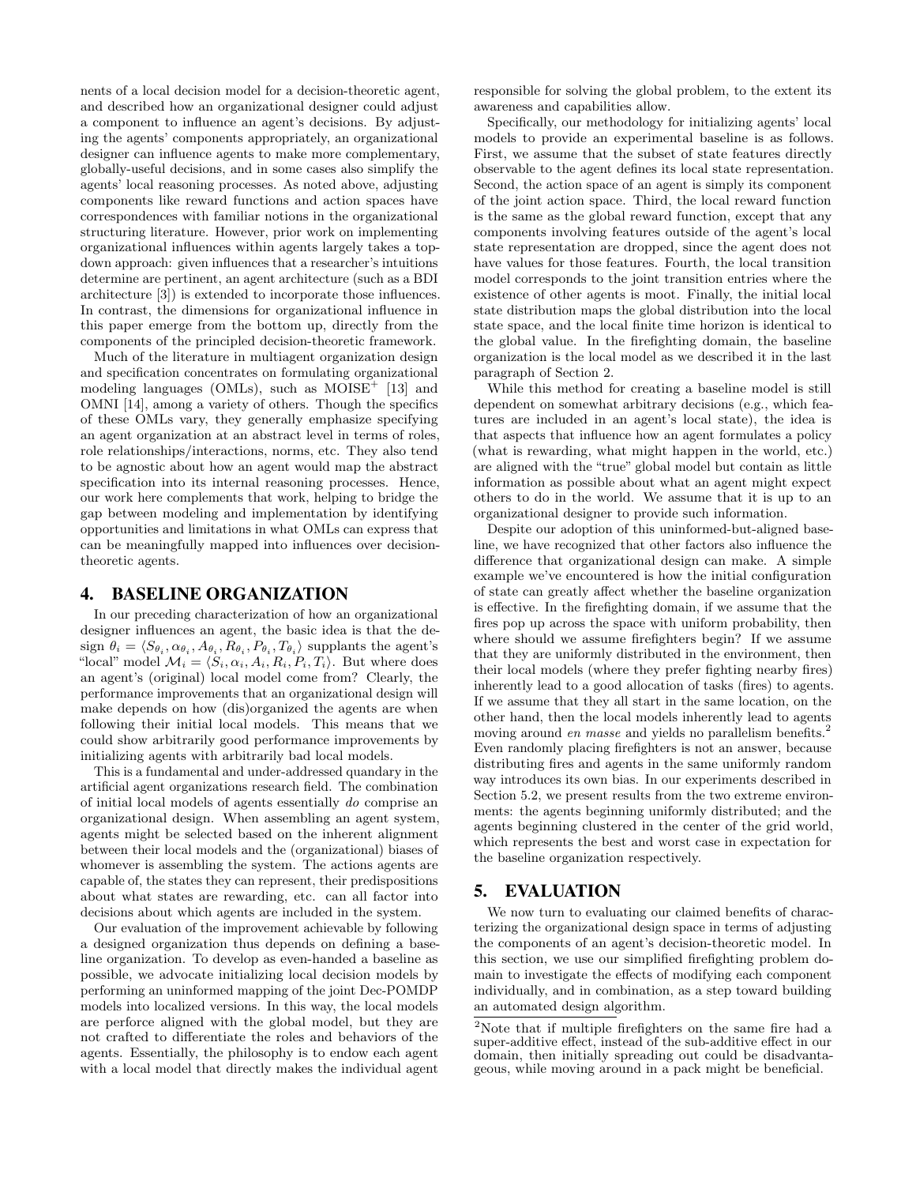nents of a local decision model for a decision-theoretic agent, and described how an organizational designer could adjust a component to influence an agent's decisions. By adjusting the agents' components appropriately, an organizational designer can influence agents to make more complementary, globally-useful decisions, and in some cases also simplify the agents' local reasoning processes. As noted above, adjusting components like reward functions and action spaces have correspondences with familiar notions in the organizational structuring literature. However, prior work on implementing organizational influences within agents largely takes a top-down approach: given influences that a researcher's intuitions determine are pertinent, an agent architecture (such as a BDI architecture [3]) is extended to incorporate those influences. In contrast, the dimensions for organizational influence in this paper emerge from the bottom up, directly from the components of the principled decision-theoretic framework.

Much of the literature in multiagent organization design and specification concentrates on formulating organizational modeling languages (OMLs), such as MOISE$^+$ [13] and OMNI [14], among a variety of others. Though the specifics of these OMLs vary, they generally emphasize specifying an agent organization at an abstract level in terms of roles, role relationships/interactions, norms, etc. They also tend to be agnostic about how an agent would map the abstract specification into its internal reasoning processes. Hence, our work here complements that work, helping to bridge the gap between modeling and implementation by identifying opportunities and limitations in what OMLs can express that can be meaningfully mapped into influences over decision-theoretic agents.

## 4. BASELINE ORGANIZATION

In our preceding characterization of how an organizational designer influences an agent, the basic idea is that the design $\theta_i = \langle S_{\theta_i}, \alpha_{\theta_i}, A_{\theta_i}, R_{\theta_i}, P_{\theta_i}, T_{\theta_i} \rangle$ supplants the agent's "local" model $\mathcal{M}_i = \langle S_i, \alpha_i, A_i, R_i, P_i, T_i \rangle$. But where does an agent's (original) local model come from? Clearly, the performance improvements that an organizational design will make depends on how (dis)organized the agents are when following their initial local models. This means that we could show arbitrarily good performance improvements by initializing agents with arbitrarily bad local models.

This is a fundamental and under-addressed quandary in the artificial agent organizations research field. The combination of initial local models of agents essentially *do* comprise an organizational design. When assembling an agent system, agents might be selected based on the inherent alignment between their local models and the (organizational) biases of whomever is assembling the system. The actions agents are capable of, the states they can represent, their predispositions about what states are rewarding, etc. can all factor into decisions about which agents are included in the system.

Our evaluation of the improvement achievable by following a designed organization thus depends on defining a baseline organization. To develop as even-handed a baseline as possible, we advocate initializing local decision models by performing an uninformed mapping of the joint Dec-POMDP models into localized versions. In this way, the local models are perforce aligned with the global model, but they are not crafted to differentiate the roles and behaviors of the agents. Essentially, the philosophy is to endow each agent with a local model that directly makes the individual agent responsible for solving the global problem, to the extent its awareness and capabilities allow.

Specifically, our methodology for initializing agents' local models to provide an experimental baseline is as follows. First, we assume that the subset of state features directly observable to the agent defines its local state representation. Second, the action space of an agent is simply its component of the joint action space. Third, the local reward function is the same as the global reward function, except that any components involving features outside of the agent's local state representation are dropped, since the agent does not have values for those features. Fourth, the local transition model corresponds to the joint transition entries where the existence of other agents is moot. Finally, the initial local state distribution maps the global distribution into the local state space, and the local finite time horizon is identical to the global value. In the firefighting domain, the baseline organization is the local model as we described it in the last paragraph of Section 2.

While this method for creating a baseline model is still dependent on somewhat arbitrary decisions (e.g., which features are included in an agent's local state), the idea is that aspects that influence how an agent formulates a policy (what is rewarding, what might happen in the world, etc.) are aligned with the "true" global model but contain as little information as possible about what an agent might expect others to do in the world. We assume that it is up to an organizational designer to provide such information.

Despite our adoption of this uninformed-but-aligned baseline, we have recognized that other factors also influence the difference that organizational design can make. A simple example we've encountered is how the initial configuration of state can greatly affect whether the baseline organization is effective. In the firefighting domain, if we assume that the fires pop up across the space with uniform probability, then where should we assume firefighters begin? If we assume that they are uniformly distributed in the environment, then their local models (where they prefer fighting nearby fires) inherently lead to a good allocation of tasks (fires) to agents. If we assume that they all start in the same location, on the other hand, then the local models inherently lead to agents moving around *en masse* and yields no parallelism benefits.[2] Even randomly placing firefighters is not an answer, because distributing fires and agents in the same uniformly random way introduces its own bias. In our experiments described in Section 5.2, we present results from the two extreme environments: the agents beginning uniformly distributed; and the agents beginning clustered in the center of the grid world, which represents the best and worst case in expectation for the baseline organization respectively.

## 5. EVALUATION

We now turn to evaluating our claimed benefits of characterizing the organizational design space in terms of adjusting the components of an agent's decision-theoretic model. In this section, we use our simplified firefighting problem domain to investigate the effects of modifying each component individually, and in combination, as a step toward building an automated design algorithm.

[2]Note that if multiple firefighters on the same fire had a super-additive effect, instead of the sub-additive effect in our domain, then initially spreading out could be disadvantageous, while moving around in a pack might be beneficial.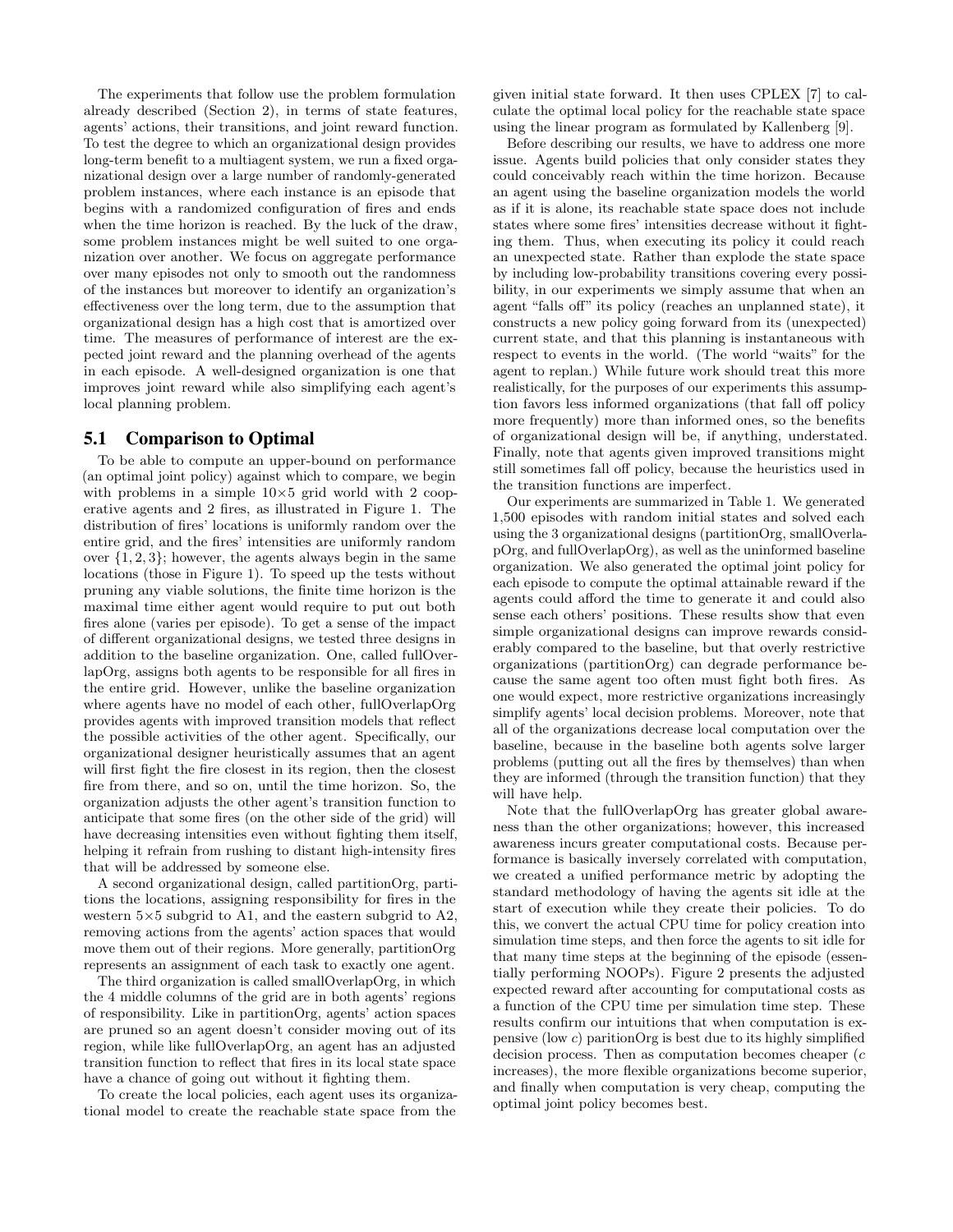The experiments that follow use the problem formulation already described (Section 2), in terms of state features, agents' actions, their transitions, and joint reward function. To test the degree to which an organizational design provides long-term benefit to a multiagent system, we run a fixed organizational design over a large number of randomly-generated problem instances, where each instance is an episode that begins with a randomized configuration of fires and ends when the time horizon is reached. By the luck of the draw, some problem instances might be well suited to one organization over another. We focus on aggregate performance over many episodes not only to smooth out the randomness of the instances but moreover to identify an organization's effectiveness over the long term, due to the assumption that organizational design has a high cost that is amortized over time. The measures of performance of interest are the expected joint reward and the planning overhead of the agents in each episode. A well-designed organization is one that improves joint reward while also simplifying each agent's local planning problem.

## 5.1 Comparison to Optimal

To be able to compute an upper-bound on performance (an optimal joint policy) against which to compare, we begin with problems in a simple 10×5 grid world with 2 cooperative agents and 2 fires, as illustrated in Figure 1. The distribution of fires' locations is uniformly random over the entire grid, and the fires' intensities are uniformly random over $\{1, 2, 3\}$; however, the agents always begin in the same locations (those in Figure 1). To speed up the tests without pruning any viable solutions, the finite time horizon is the maximal time either agent would require to put out both fires alone (varies per episode). To get a sense of the impact of different organizational designs, we tested three designs in addition to the baseline organization. One, called fullOverlapOrg, assigns both agents to be responsible for all fires in the entire grid. However, unlike the baseline organization where agents have no model of each other, fullOverlapOrg provides agents with improved transition models that reflect the possible activities of the other agent. Specifically, our organizational designer heuristically assumes that an agent will first fight the fire closest in its region, then the closest fire from there, and so on, until the time horizon. So, the organization adjusts the other agent's transition function to anticipate that some fires (on the other side of the grid) will have decreasing intensities even without fighting them itself, helping it refrain from rushing to distant high-intensity fires that will be addressed by someone else.

A second organizational design, called partitionOrg, partitions the locations, assigning responsibility for fires in the western 5×5 subgrid to A1, and the eastern subgrid to A2, removing actions from the agents' action spaces that would move them out of their regions. More generally, partitionOrg represents an assignment of each task to exactly one agent.

The third organization is called smallOverlapOrg, in which the 4 middle columns of the grid are in both agents' regions of responsibility. Like in partitionOrg, agents' action spaces are pruned so an agent doesn't consider moving out of its region, while like fullOverlapOrg, an agent has an adjusted transition function to reflect that fires in its local state space have a chance of going out without it fighting them.

To create the local policies, each agent uses its organizational model to create the reachable state space from the given initial state forward. It then uses CPLEX [7] to calculate the optimal local policy for the reachable state space using the linear program as formulated by Kallenberg [9].

Before describing our results, we have to address one more issue. Agents build policies that only consider states they could conceivably reach within the time horizon. Because an agent using the baseline organization models the world as if it is alone, its reachable state space does not include states where some fires' intensities decrease without it fighting them. Thus, when executing its policy it could reach an unexpected state. Rather than explode the state space by including low-probability transitions covering every possibility, in our experiments we simply assume that when an agent "falls off" its policy (reaches an unplanned state), it constructs a new policy going forward from its (unexpected) current state, and that this planning is instantaneous with respect to events in the world. (The world "waits" for the agent to replan.) While future work should treat this more realistically, for the purposes of our experiments this assumption favors less informed organizations (that fall off policy more frequently) more than informed ones, so the benefits of organizational design will be, if anything, understated. Finally, note that agents given improved transitions might still sometimes fall off policy, because the heuristics used in the transition functions are imperfect.

Our experiments are summarized in Table 1. We generated 1,500 episodes with random initial states and solved each using the 3 organizational designs (partitionOrg, smallOverlapOrg, and fullOverlapOrg), as well as the uninformed baseline organization. We also generated the optimal joint policy for each episode to compute the optimal attainable reward if the agents could afford the time to generate it and could also sense each others' positions. These results show that even simple organizational designs can improve rewards considerably compared to the baseline, but that overly restrictive organizations (partitionOrg) can degrade performance because the same agent too often must fight both fires. As one would expect, more restrictive organizations increasingly simplify agents' local decision problems. Moreover, note that all of the organizations decrease local computation over the baseline, because in the baseline both agents solve larger problems (putting out all the fires by themselves) than when they are informed (through the transition function) that they will have help.

Note that the fullOverlapOrg has greater global awareness than the other organizations; however, this increased awareness incurs greater computational costs. Because performance is basically inversely correlated with computation, we created a unified performance metric by adopting the standard methodology of having the agents sit idle at the start of execution while they create their policies. To do this, we convert the actual CPU time for policy creation into simulation time steps, and then force the agents to sit idle for that many time steps at the beginning of the episode (essentially performing NOOPs). Figure 2 presents the adjusted expected reward after accounting for computational costs as a function of the CPU time per simulation time step. These results confirm our intuitions that when computation is expensive (low $c$) paritionOrg is best due to its highly simplified decision process. Then as computation becomes cheaper ($c$ increases), the more flexible organizations become superior, and finally when computation is very cheap, computing the optimal joint policy becomes best.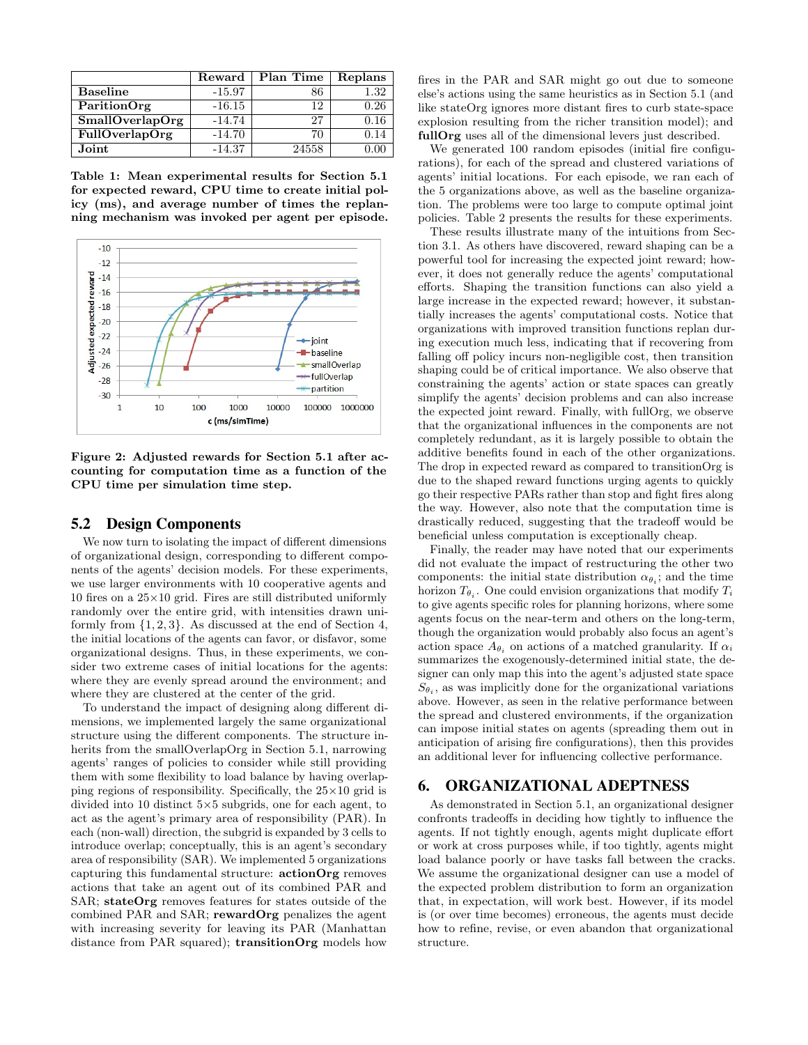| | Reward | Plan Time | Replans |
|---|---|---|---|
| **Baseline** | -15.97 | 86 | 1.32 |
| **ParitionOrg** | -16.15 | 12 | 0.26 |
| **SmallOverlapOrg** | -14.74 | 27 | 0.16 |
| **FullOverlapOrg** | -14.70 | 70 | 0.14 |
| **Joint** | -14.37 | 24558 | 0.00 |

**Table 1: Mean experimental results for Section 5.1 for expected reward, CPU time to create initial policy (ms), and average number of times the replanning mechanism was invoked per agent per episode.**

**Figure 2: Adjusted rewards for Section 5.1 after accounting for computation time as a function of the CPU time per simulation time step.**

## 5.2 Design Components

We now turn to isolating the impact of different dimensions of organizational design, corresponding to different components of the agents' decision models. For these experiments, we use larger environments with 10 cooperative agents and 10 fires on a 25×10 grid. Fires are still distributed uniformly randomly over the entire grid, with intensities drawn uniformly from $\{1, 2, 3\}$. As discussed at the end of Section 4, the initial locations of the agents can favor, or disfavor, some organizational designs. Thus, in these experiments, we consider two extreme cases of initial locations for the agents: where they are evenly spread around the environment; and where they are clustered at the center of the grid.

To understand the impact of designing along different dimensions, we implemented largely the same organizational structure using the different components. The structure inherits from the smallOverlapOrg in Section 5.1, narrowing agents' ranges of policies to consider while still providing them with some flexibility to load balance by having overlapping regions of responsibility. Specifically, the 25×10 grid is divided into 10 distinct 5×5 subgrids, one for each agent, to act as the agent's primary area of responsibility (PAR). In each (non-wall) direction, the subgrid is expanded by 3 cells to introduce overlap; conceptually, this is an agent's secondary area of responsibility (SAR). We implemented 5 organizations capturing this fundamental structure: **actionOrg** removes actions that take an agent out of its combined PAR and SAR; **stateOrg** removes features for states outside of the combined PAR and SAR; **rewardOrg** penalizes the agent with increasing severity for leaving its PAR (Manhattan distance from PAR squared); **transitionOrg** models how fires in the PAR and SAR might go out due to someone else's actions using the same heuristics as in Section 5.1 (and like stateOrg ignores more distant fires to curb state-space explosion resulting from the richer transition model); and **fullOrg** uses all of the dimensional levers just described.

We generated 100 random episodes (initial fire configurations), for each of the spread and clustered variations of agents' initial locations. For each episode, we ran each of the 5 organizations above, as well as the baseline organization. The problems were too large to compute optimal joint policies. Table 2 presents the results for these experiments.

These results illustrate many of the intuitions from Section 3.1. As others have discovered, reward shaping can be a powerful tool for increasing the expected joint reward; however, it does not generally reduce the agents' computational efforts. Shaping the transition functions can also yield a large increase in the expected reward; however, it substantially increases the agents' computational costs. Notice that organizations with improved transition functions replan during execution much less, indicating that if recovering from falling off policy incurs non-negligible cost, then transition shaping could be of critical importance. We also observe that constraining the agents' action or state spaces can greatly simplify the agents' decision problems and can also increase the expected joint reward. Finally, with fullOrg, we observe that the organizational influences in the components are not completely redundant, as it is largely possible to obtain the additive benefits found in each of the other organizations. The drop in expected reward as compared to transitionOrg is due to the shaped reward functions urging agents to quickly go their respective PARs rather than stop and fight fires along the way. However, also note that the computation time is drastically reduced, suggesting that the tradeoff would be beneficial unless computation is exceptionally cheap.

Finally, the reader may have noted that our experiments did not evaluate the impact of restructuring the other two components: the initial state distribution $\alpha_{\theta_i}$; and the time horizon $T_{\theta_i}$. One could envision organizations that modify $T_i$ to give agents specific roles for planning horizons, where some agents focus on the near-term and others on the long-term, though the organization would probably also focus an agent's action space $A_{\theta_i}$ on actions of a matched granularity. If $\alpha_i$ summarizes the exogenously-determined initial state, the designer can only map this into the agent's adjusted state space $S_{\theta_i}$, as was implicitly done for the organizational variations above. However, as seen in the relative performance between the spread and clustered environments, if the organization can impose initial states on agents (spreading them out in anticipation of arising fire configurations), then this provides an additional lever for influencing collective performance.

## 6. ORGANIZATIONAL ADEPTNESS

As demonstrated in Section 5.1, an organizational designer confronts tradeoffs in deciding how tightly to influence the agents. If not tightly enough, agents might duplicate effort or work at cross purposes while, if too tightly, agents might load balance poorly or have tasks fall between the cracks. We assume the organizational designer can use a model of the expected problem distribution to form an organization that, in expectation, will work best. However, if its model is (or over time becomes) erroneous, the agents must decide how to refine, revise, or even abandon that organizational structure.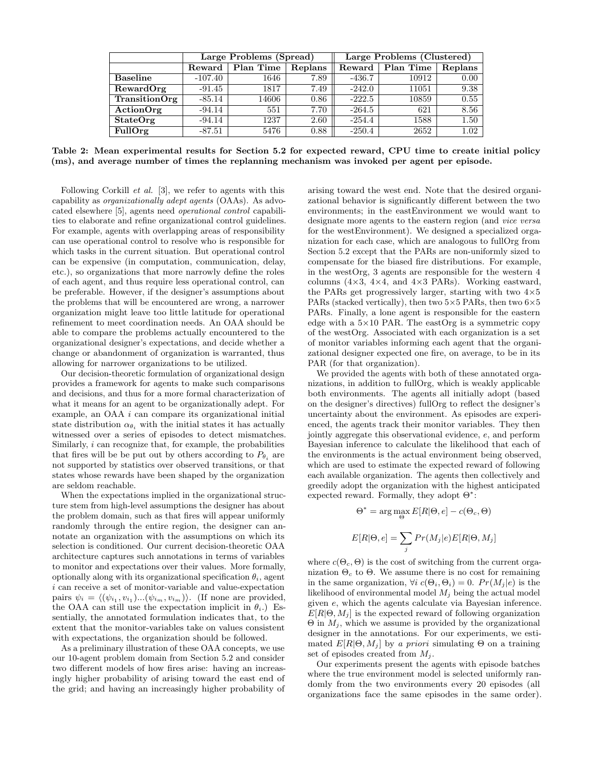|  | Large Problems (Spread) | | | Large Problems (Clustered) | | |
|---|---|---|---|---|---|---|
|  | Reward | Plan Time | Replans | Reward | Plan Time | Replans |
| **Baseline** | -107.40 | 1646 | 7.89 | -436.7 | 10912 | 0.00 |
| **RewardOrg** | -91.45 | 1817 | 7.49 | -242.0 | 11051 | 9.38 |
| **TransitionOrg** | -85.14 | 14606 | 0.86 | -222.5 | 10859 | 0.55 |
| **ActionOrg** | -94.14 | 551 | 7.70 | -264.5 | 621 | 8.56 |
| **StateOrg** | -94.14 | 1237 | 2.60 | -254.4 | 1588 | 1.50 |
| **FullOrg** | -87.51 | 5476 | 0.88 | -250.4 | 2652 | 1.02 |

**Table 2: Mean experimental results for Section 5.2 for expected reward, CPU time to create initial policy (ms), and average number of times the replanning mechanism was invoked per agent per episode.**

Following Corkill *et al.* [3], we refer to agents with this capability as *organizationally adept agents* (OAAs). As advocated elsewhere [5], agents need *operational control* capabilities to elaborate and refine organizational control guidelines. For example, agents with overlapping areas of responsibility can use operational control to resolve who is responsible for which tasks in the current situation. But operational control can be expensive (in computation, communication, delay, etc.), so organizations that more narrowly define the roles of each agent, and thus require less operational control, can be preferable. However, if the designer's assumptions about the problems that will be encountered are wrong, a narrower organization might leave too little latitude for operational refinement to meet coordination needs. An OAA should be able to compare the problems actually encountered to the organizational designer's expectations, and decide whether a change or abandonment of organization is warranted, thus allowing for narrower organizations to be utilized.

Our decision-theoretic formulation of organizational design provides a framework for agents to make such comparisons and decisions, and thus for a more formal characterization of what it means for an agent to be organizationally adept. For example, an OAA $i$ can compare its organizational initial state distribution $\alpha_{\theta_i}$ with the initial states it has actually witnessed over a series of episodes to detect mismatches. Similarly, $i$ can recognize that, for example, the probabilities that fires will be be put out by others according to $P_{\theta_i}$ are not supported by statistics over observed transitions, or that states whose rewards have been shaped by the organization are seldom reachable.

When the expectations implied in the organizational structure stem from high-level assumptions the designer has about the problem domain, such as that fires will appear uniformly randomly through the entire region, the designer can annotate an organization with the assumptions on which its selection is conditioned. Our current decision-theoretic OAA architecture captures such annotations in terms of variables to monitor and expectations over their values. More formally, optionally along with its organizational specification $\theta_i$, agent $i$ can receive a set of monitor-variable and value-expectation pairs $\psi_i = \langle(\psi_{i_1}, v_{i_1})...(\psi_{i_m}, v_{i_m})\rangle$. (If none are provided, the OAA can still use the expectation implicit in $\theta_i$.) Essentially, the annotated formulation indicates that, to the extent that the monitor-variables take on values consistent with expectations, the organization should be followed.

As a preliminary illustration of these OAA concepts, we use our 10-agent problem domain from Section 5.2 and consider two different models of how fires arise: having an increasingly higher probability of arising toward the east end of the grid; and having an increasingly higher probability of arising toward the west end. Note that the desired organizational behavior is significantly different between the two environments; in the eastEnvironment we would want to designate more agents to the eastern region (and *vice versa* for the westEnvironment). We designed a specialized organization for each case, which are analogous to fullOrg from Section 5.2 except that the PARs are non-uniformly sized to compensate for the biased fire distributions. For example, in the westOrg, 3 agents are responsible for the western 4 columns (4×3, 4×4, and 4×3 PARs). Working eastward, the PARs get progressively larger, starting with two 4×5 PARs (stacked vertically), then two 5×5 PARs, then two 6×5 PARs. Finally, a lone agent is responsible for the eastern edge with a 5×10 PAR. The eastOrg is a symmetric copy of the westOrg. Associated with each organization is a set of monitor variables informing each agent that the organizational designer expected one fire, on average, to be in its PAR (for that organization).

We provided the agents with both of these annotated organizations, in addition to fullOrg, which is weakly applicable both environments. The agents all initially adopt (based on the designer's directives) fullOrg to reflect the designer's uncertainty about the environment. As episodes are experienced, the agents track their monitor variables. They then jointly aggregate this observational evidence, $e$, and perform Bayesian inference to calculate the likelihood that each of the environments is the actual environment being observed, which are used to estimate the expected reward of following each available organization. The agents then collectively and greedily adopt the organization with the highest anticipated expected reward. Formally, they adopt $\Theta^*$:

$$\Theta^* = \arg\max_{\Theta} E[R|\Theta, e] - c(\Theta_c, \Theta)$$

$$E[R|\Theta, e] = \sum_j Pr(M_j|e)E[R|\Theta, M_j]$$

where $c(\Theta_c, \Theta)$ is the cost of switching from the current organization $\Theta_c$ to $\Theta$. We assume there is no cost for remaining in the same organization, $\forall i\ c(\Theta_i, \Theta_i) = 0$. $Pr(M_j|e)$ is the likelihood of environmental model $M_j$ being the actual model given $e$, which the agents calculate via Bayesian inference. $E[R|\Theta, M_j]$ is the expected reward of following organization $\Theta$ in $M_j$, which we assume is provided by the organizational designer in the annotations. For our experiments, we estimated $E[R|\Theta, M_j]$ by *a priori* simulating $\Theta$ on a training set of episodes created from $M_j$.

Our experiments present the agents with episode batches where the true environment model is selected uniformly randomly from the two environments every 20 episodes (all organizations face the same episodes in the same order).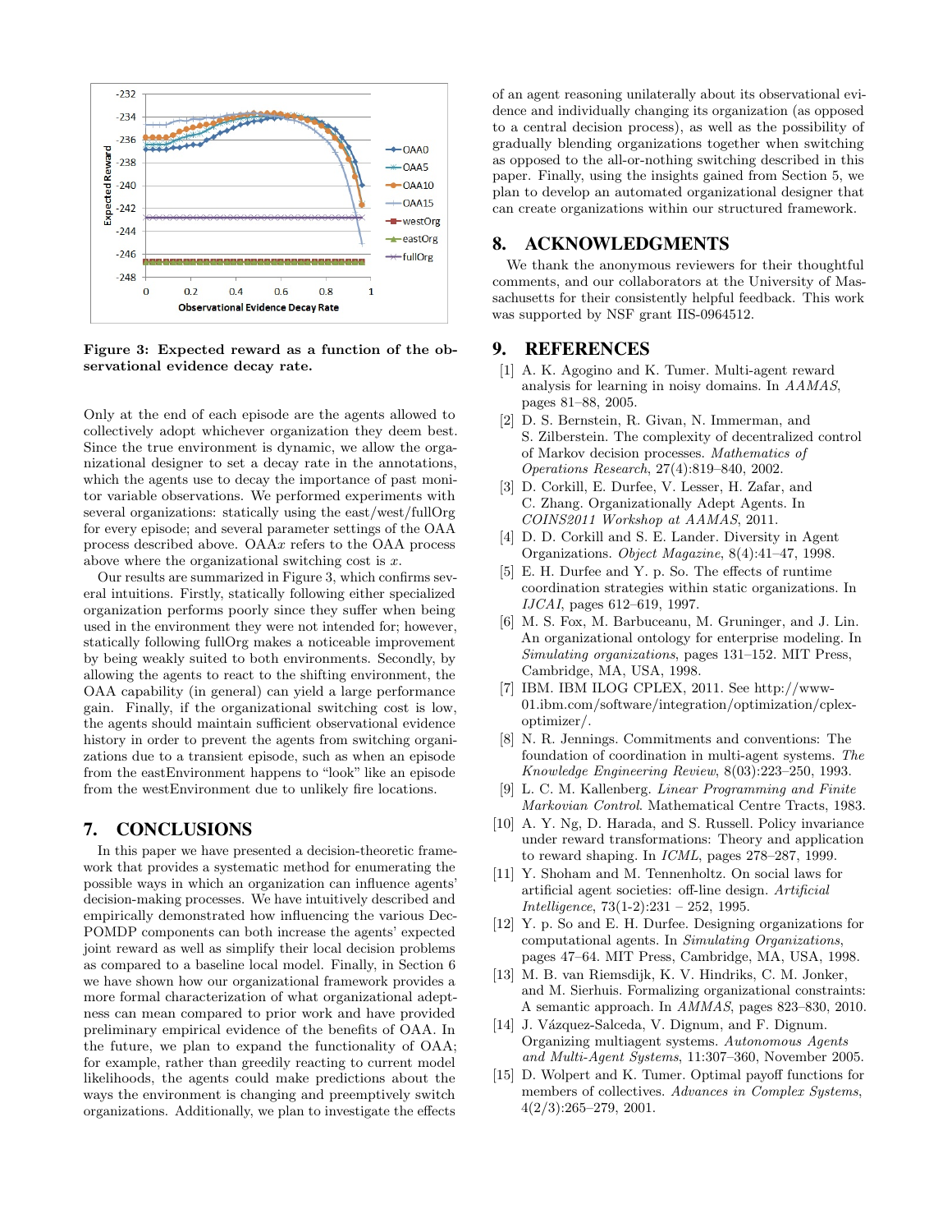-232
-234
-236
-238
-240
-242
-244
-246
-248

Expected Reward

0
0.2
0.4
0.6
0.8
1

Observational Evidence Decay Rate

OAA0
OAA5
OAA10
OAA15
westOrg
eastOrg
fullOrg

**Figure 3: Expected reward as a function of the observational evidence decay rate.**

Only at the end of each episode are the agents allowed to collectively adopt whichever organization they deem best. Since the true environment is dynamic, we allow the organizational designer to set a decay rate in the annotations, which the agents use to decay the importance of past monitor variable observations. We performed experiments with several organizations: statically using the east/west/fullOrg for every episode; and several parameter settings of the OAA process described above. OAA$x$ refers to the OAA process above where the organizational switching cost is $x$.

Our results are summarized in Figure 3, which confirms several intuitions. Firstly, statically following either specialized organization performs poorly since they suffer when being used in the environment they were not intended for; however, statically following fullOrg makes a noticeable improvement by being weakly suited to both environments. Secondly, by allowing the agents to react to the shifting environment, the OAA capability (in general) can yield a large performance gain. Finally, if the organizational switching cost is low, the agents should maintain sufficient observational evidence history in order to prevent the agents from switching organizations due to a transient episode, such as when an episode from the eastEnvironment happens to "look" like an episode from the westEnvironment due to unlikely fire locations.

## 7. CONCLUSIONS

In this paper we have presented a decision-theoretic framework that provides a systematic method for enumerating the possible ways in which an organization can influence agents' decision-making processes. We have intuitively described and empirically demonstrated how influencing the various Dec-POMDP components can both increase the agents' expected joint reward as well as simplify their local decision problems as compared to a baseline local model. Finally, in Section 6 we have shown how our organizational framework provides a more formal characterization of what organizational adeptness can mean compared to prior work and have provided preliminary empirical evidence of the benefits of OAA. In the future, we plan to expand the functionality of OAA; for example, rather than greedily reacting to current model likelihoods, the agents could make predictions about the ways the environment is changing and preemptively switch organizations. Additionally, we plan to investigate the effects of an agent reasoning unilaterally about its observational evidence and individually changing its organization (as opposed to a central decision process), as well as the possibility of gradually blending organizations together when switching as opposed to the all-or-nothing switching described in this paper. Finally, using the insights gained from Section 5, we plan to develop an automated organizational designer that can create organizations within our structured framework.

## 8. ACKNOWLEDGMENTS

We thank the anonymous reviewers for their thoughtful comments, and our collaborators at the University of Massachusetts for their consistently helpful feedback. This work was supported by NSF grant IIS-0964512.

## 9. REFERENCES

[1] A. K. Agogino and K. Tumer. Multi-agent reward analysis for learning in noisy domains. In *AAMAS*, pages 81–88, 2005.

[2] D. S. Bernstein, R. Givan, N. Immerman, and S. Zilberstein. The complexity of decentralized control of Markov decision processes. *Mathematics of Operations Research*, 27(4):819–840, 2002.

[3] D. Corkill, E. Durfee, V. Lesser, H. Zafar, and C. Zhang. Organizationally Adept Agents. In *COINS2011 Workshop at AAMAS*, 2011.

[4] D. D. Corkill and S. E. Lander. Diversity in Agent Organizations. *Object Magazine*, 8(4):41–47, 1998.

[5] E. H. Durfee and Y. p. So. The effects of runtime coordination strategies within static organizations. In *IJCAI*, pages 612–619, 1997.

[6] M. S. Fox, M. Barbuceanu, M. Gruninger, and J. Lin. An organizational ontology for enterprise modeling. In *Simulating organizations*, pages 131–152. MIT Press, Cambridge, MA, USA, 1998.

[7] IBM. IBM ILOG CPLEX, 2011. See http://www-01.ibm.com/software/integration/optimization/cplex-optimizer/.

[8] N. R. Jennings. Commitments and conventions: The foundation of coordination in multi-agent systems. *The Knowledge Engineering Review*, 8(03):223–250, 1993.

[9] L. C. M. Kallenberg. *Linear Programming and Finite Markovian Control*. Mathematical Centre Tracts, 1983.

[10] A. Y. Ng, D. Harada, and S. Russell. Policy invariance under reward transformations: Theory and application to reward shaping. In *ICML*, pages 278–287, 1999.

[11] Y. Shoham and M. Tennenholtz. On social laws for artificial agent societies: off-line design. *Artificial Intelligence*, 73(1-2):231 – 252, 1995.

[12] Y. p. So and E. H. Durfee. Designing organizations for computational agents. In *Simulating Organizations*, pages 47–64. MIT Press, Cambridge, MA, USA, 1998.

[13] M. B. van Riemsdijk, K. V. Hindriks, C. M. Jonker, and M. Sierhuis. Formalizing organizational constraints: A semantic approach. In *AMMAS*, pages 823–830, 2010.

[14] J. Vázquez-Salceda, V. Dignum, and F. Dignum. Organizing multiagent systems. *Autonomous Agents and Multi-Agent Systems*, 11:307–360, November 2005.

[15] D. Wolpert and K. Tumer. Optimal payoff functions for members of collectives. *Advances in Complex Systems*, 4(2/3):265–279, 2001.